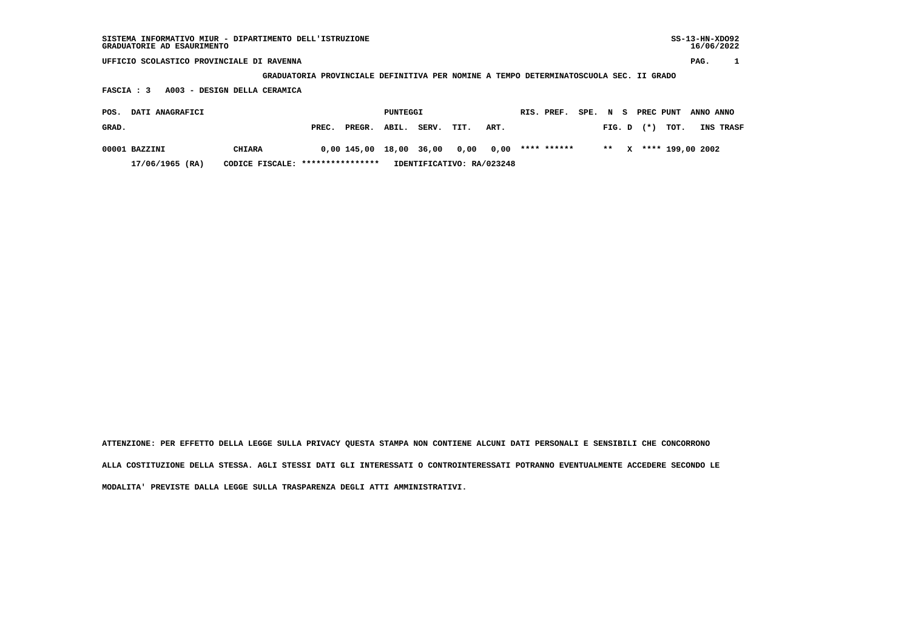SISTEMA INFORMATIVO MIUR - DIPARTIMENTO DELL'ISTRUZIONE
GRADUATORIE AD ESAURIMENTO

SS-13-HN-XDO92
16/06/2022

UFFICIO SCOLASTICO PROVINCIALE DI RAVENNA

GRADUATORIA PROVINCIALE DEFINITIVA PER NOMINE A TEMPO DETERMINATOSCUOLA SEC. II GRADO

FASCIA : 3 A003 - DESIGN DELLA CERAMICA

| POS. GRAD. | DATI ANAGRAFICI | | PREC. | PREGR. | ABIL. | SERV. | TIT. | ART. | RIS. | PREF. | SPE. | N FIG. | S D | PREC (*) | PUNT TOT. | ANNO INS | ANNO TRASF |
|---|---|---|---|---|---|---|---|---|---|---|---|---|---|---|---|---|---|
| 00001 | BAZZINI | CHIARA | 0,00 | 145,00 | 18,00 | 36,00 | 0,00 | 0,00 | **** | ****** | | ** | X | **** | 199,00 | 2002 | |
| | 17/06/1965 (RA) | CODICE FISCALE: **************** | IDENTIFICATIVO: RA/023248 | | | | | | | | | | | | | | |

ATTENZIONE: PER EFFETTO DELLA LEGGE SULLA PRIVACY QUESTA STAMPA NON CONTIENE ALCUNI DATI PERSONALI E SENSIBILI CHE CONCORRONO ALLA COSTITUZIONE DELLA STESSA. AGLI STESSI DATI GLI INTERESSATI O CONTROINTERESSATI POTRANNO EVENTUALMENTE ACCEDERE SECONDO LE MODALITA' PREVISTE DALLA LEGGE SULLA TRASPARENZA DEGLI ATTI AMMINISTRATIVI.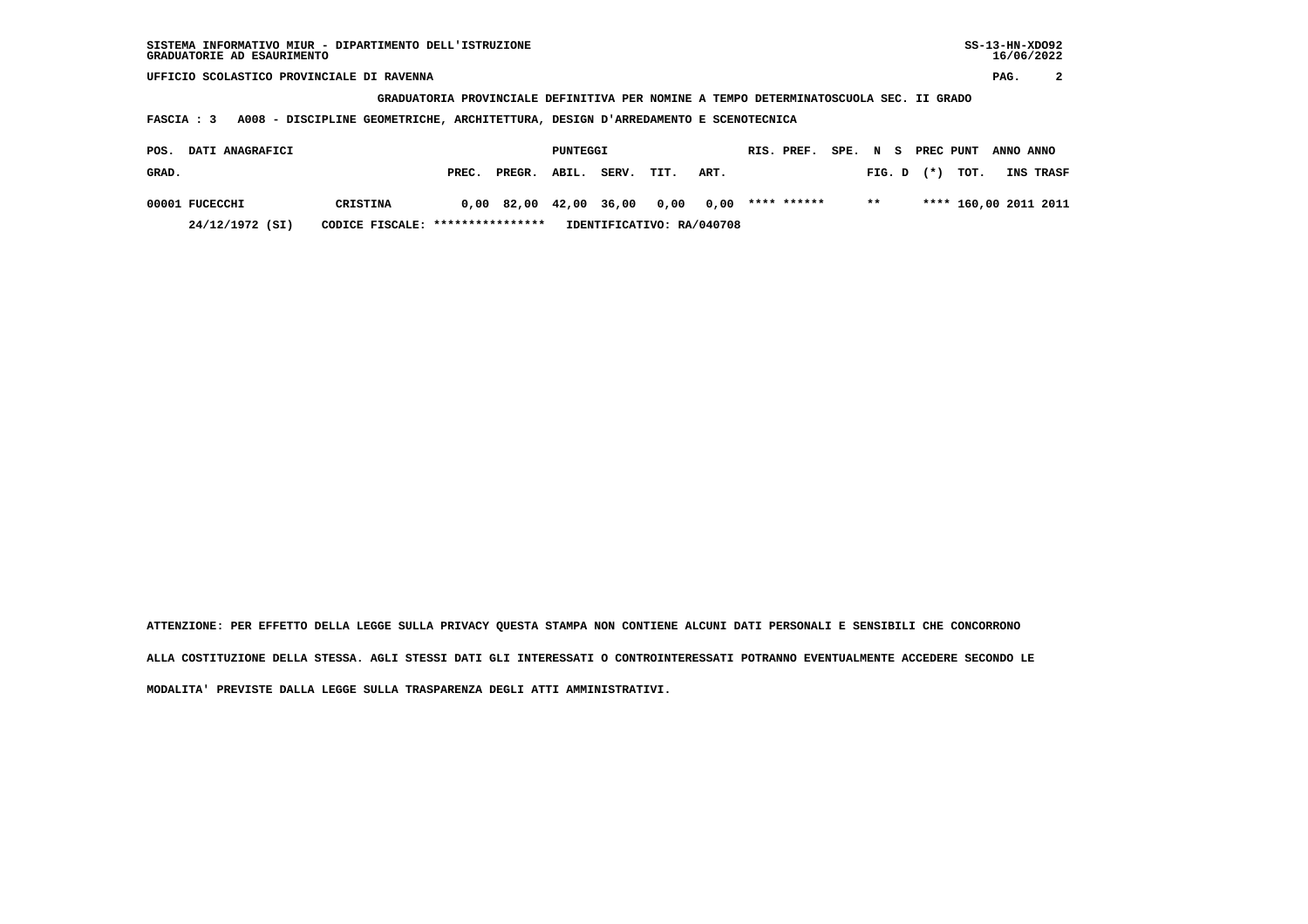**GRADUATORIA PROVINCIALE DEFINITIVA PER NOMINE A TEMPO DETERMINATOSCUOLA SEC. II GRADO**

**FASCIA : 3 A008 - DISCIPLINE GEOMETRICHE, ARCHITETTURA, DESIGN D'ARREDAMENTO E SCENOTECNICA**

| POS. GRAD. | DATI ANAGRAFICI | | PREC. | PREGR. | ABIL. | SERV. | TIT. | ART. | RIS. | PREF. | SPE. | N FIG. | S D | PREC (*) | PUNT TOT. | ANNO INS | ANNO TRASF |
|---|---|---|---|---|---|---|---|---|---|---|---|---|---|---|---|---|---|
| 00001 | FUCECCHI | CRISTINA | 0,00 | 82,00 | 42,00 | 36,00 | 0,00 | 0,00 | **** | ****** | | ** | | **** | 160,00 | 2011 | 2011 |
| | 24/12/1972 (SI) | CODICE FISCALE: **************** | IDENTIFICATIVO: RA/040708 | | | | | | | | | | | | | | |

**ATTENZIONE: PER EFFETTO DELLA LEGGE SULLA PRIVACY QUESTA STAMPA NON CONTIENE ALCUNI DATI PERSONALI E SENSIBILI CHE CONCORRONO ALLA COSTITUZIONE DELLA STESSA. AGLI STESSI DATI GLI INTERESSATI O CONTROINTERESSATI POTRANNO EVENTUALMENTE ACCEDERE SECONDO LE MODALITA' PREVISTE DALLA LEGGE SULLA TRASPARENZA DEGLI ATTI AMMINISTRATIVI.**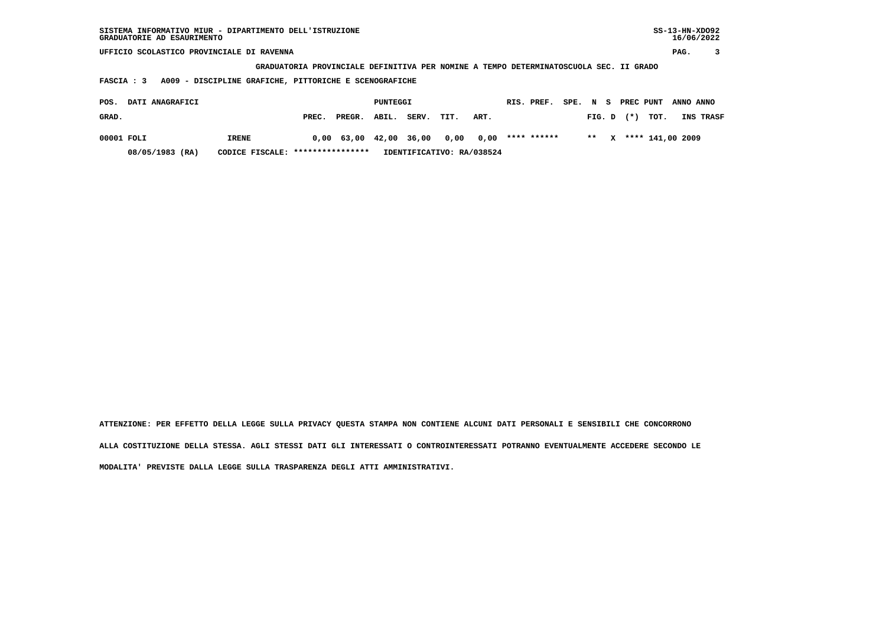SISTEMA INFORMATIVO MIUR - DIPARTIMENTO DELL'ISTRUZIONE
GRADUATORIE AD ESAURIMENTO

SS-13-HN-XDO92
16/06/2022

UFFICIO SCOLASTICO PROVINCIALE DI RAVENNA

**GRADUATORIA PROVINCIALE DEFINITIVA PER NOMINE A TEMPO DETERMINATOSCUOLA SEC. II GRADO**

**FASCIA : 3 A009 - DISCIPLINE GRAFICHE, PITTORICHE E SCENOGRAFICHE**

| POS. GRAD. | DATI ANAGRAFICI | | PREC. | PREGR. | ABIL. | SERV. | TIT. | ART. | RIS. | PREF. | SPE. | N FIG. | S D | PREC (*) | PUNT TOT. | ANNO INS | ANNO TRASF |
|---|---|---|---|---|---|---|---|---|---|---|---|---|---|---|---|---|---|
| 00001 | FOLI | IRENE | 0,00 | 63,00 | 42,00 | 36,00 | 0,00 | 0,00 | **** | ****** | | ** | X | **** | 141,00 | 2009 | |
| | 08/05/1983 (RA) | CODICE FISCALE: **************** | IDENTIFICATIVO: RA/038524 | | | | | | | | | | | | | | |

ATTENZIONE: PER EFFETTO DELLA LEGGE SULLA PRIVACY QUESTA STAMPA NON CONTIENE ALCUNI DATI PERSONALI E SENSIBILI CHE CONCORRONO ALLA COSTITUZIONE DELLA STESSA. AGLI STESSI DATI GLI INTERESSATI O CONTROINTERESSATI POTRANNO EVENTUALMENTE ACCEDERE SECONDO LE MODALITA' PREVISTE DALLA LEGGE SULLA TRASPARENZA DEGLI ATTI AMMINISTRATIVI.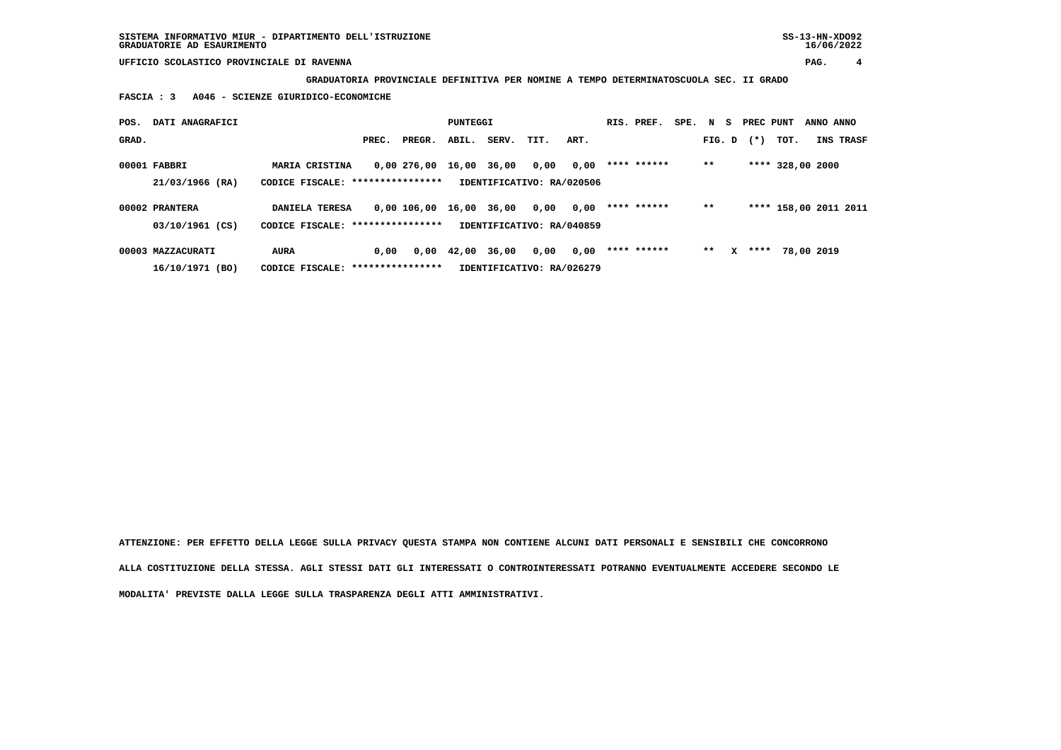SISTEMA INFORMATIVO MIUR - DIPARTIMENTO DELL'ISTRUZIONE
GRADUATORIE AD ESAURIMENTO

UFFICIO SCOLASTICO PROVINCIALE DI RAVENNA

**GRADUATORIA PROVINCIALE DEFINITIVA PER NOMINE A TEMPO DETERMINATOSCUOLA SEC. II GRADO**

**FASCIA : 3 A046 - SCIENZE GIURIDICO-ECONOMICHE**

| POS. GRAD. | DATI ANAGRAFICI | | PREC. | PREGR. | ABIL. | SERV. | TIT. | ART. | RIS. | PREF. | SPE. | N FIG. | S D | PREC (*) | PUNT TOT. | ANNO INS | ANNO TRASF |
|---|---|---|---|---|---|---|---|---|---|---|---|---|---|---|---|---|---|
| 00001 | FABBRI 21/03/1966 (RA) | MARIA CRISTINA CODICE FISCALE: **************** | 0,00 | 276,00 | 16,00 | 36,00 | 0,00 | 0,00 | **** | ****** | | ** | | **** | 328,00 | 2000 | |
| | | IDENTIFICATIVO: RA/020506 | | | | | | | | | | | | | | | |
| 00002 | PRANTERA 03/10/1961 (CS) | DANIELA TERESA CODICE FISCALE: **************** | 0,00 | 106,00 | 16,00 | 36,00 | 0,00 | 0,00 | **** | ****** | | ** | | **** | 158,00 | 2011 | 2011 |
| | | IDENTIFICATIVO: RA/040859 | | | | | | | | | | | | | | | |
| 00003 | MAZZACURATI 16/10/1971 (BO) | AURA CODICE FISCALE: **************** | 0,00 | 0,00 | 42,00 | 36,00 | 0,00 | 0,00 | **** | ****** | | ** | X | **** | 78,00 | 2019 | |
| | | IDENTIFICATIVO: RA/026279 | | | | | | | | | | | | | | | |

**ATTENZIONE: PER EFFETTO DELLA LEGGE SULLA PRIVACY QUESTA STAMPA NON CONTIENE ALCUNI DATI PERSONALI E SENSIBILI CHE CONCORRONO ALLA COSTITUZIONE DELLA STESSA. AGLI STESSI DATI GLI INTERESSATI O CONTROINTERESSATI POTRANNO EVENTUALMENTE ACCEDERE SECONDO LE MODALITA' PREVISTE DALLA LEGGE SULLA TRASPARENZA DEGLI ATTI AMMINISTRATIVI.**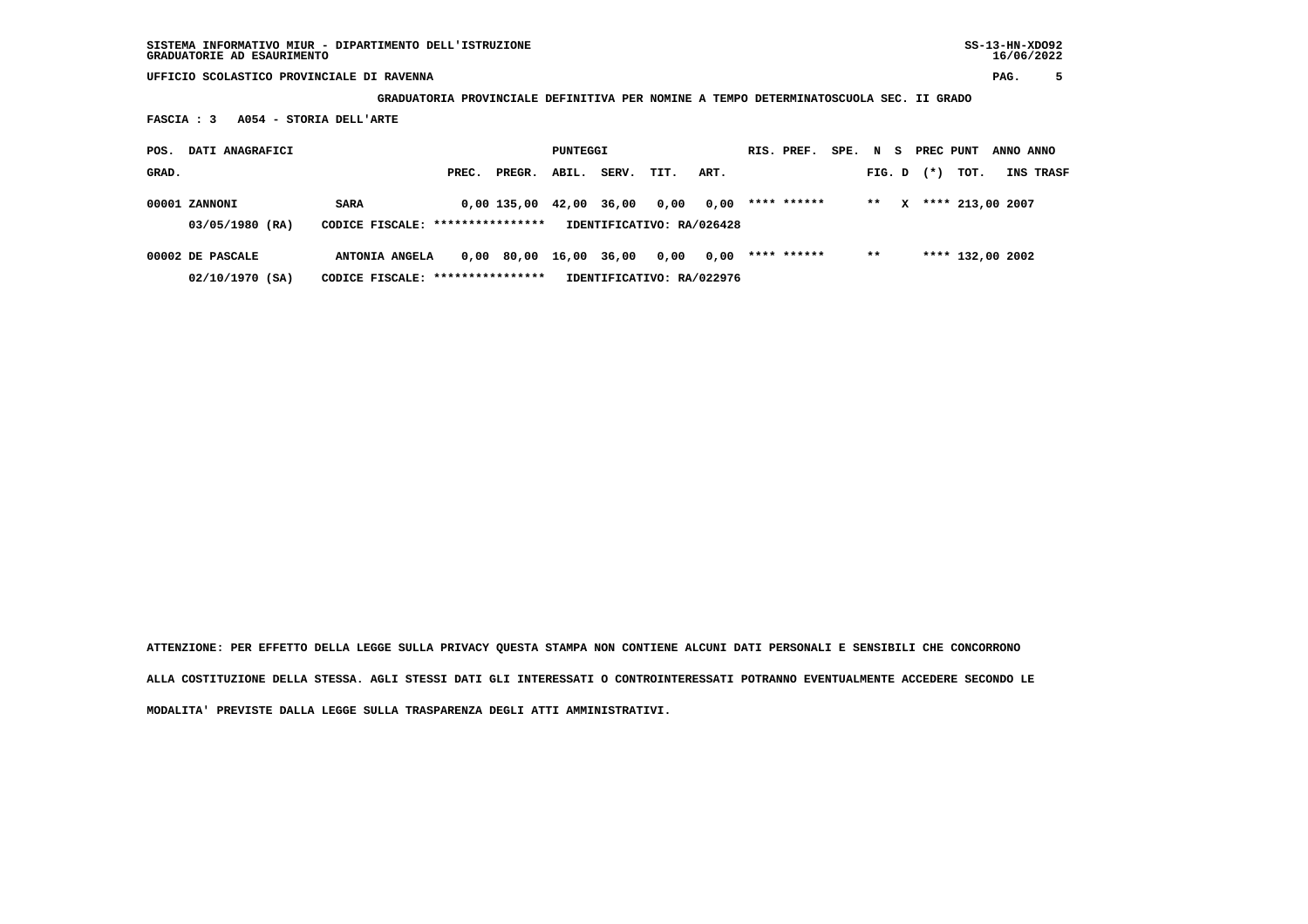SISTEMA INFORMATIVO MIUR - DIPARTIMENTO DELL'ISTRUZIONE
GRADUATORIE AD ESAURIMENTO

SS-13-HN-XDO92
16/06/2022

UFFICIO SCOLASTICO PROVINCIALE DI RAVENNA

**GRADUATORIA PROVINCIALE DEFINITIVA PER NOMINE A TEMPO DETERMINATOSCUOLA SEC. II GRADO**

**FASCIA : 3 A054 - STORIA DELL'ARTE**

| POS. GRAD. | DATI ANAGRAFICI | | PREC. | PREGR. | ABIL. | SERV. | TIT. | ART. | RIS. | PREF. | SPE. | N FIG. | S D | PREC (*) | PUNT TOT. | ANNO INS | ANNO TRASF |
|---|---|---|---|---|---|---|---|---|---|---|---|---|---|---|---|---|---|
| 00001 | ZANNONI | SARA | 0,00 | 135,00 | 42,00 | 36,00 | 0,00 | 0,00 | **** | ****** | | ** | X | **** | 213,00 | 2007 | |
| | 03/05/1980 (RA) | CODICE FISCALE: **************** | IDENTIFICATIVO: RA/026428 | | | | | | | | | | | | | | |
| 00002 | DE PASCALE | ANTONIA ANGELA | 0,00 | 80,00 | 16,00 | 36,00 | 0,00 | 0,00 | **** | ****** | | ** | | **** | 132,00 | 2002 | |
| | 02/10/1970 (SA) | CODICE FISCALE: **************** | IDENTIFICATIVO: RA/022976 | | | | | | | | | | | | | | |

ATTENZIONE: PER EFFETTO DELLA LEGGE SULLA PRIVACY QUESTA STAMPA NON CONTIENE ALCUNI DATI PERSONALI E SENSIBILI CHE CONCORRONO ALLA COSTITUZIONE DELLA STESSA. AGLI STESSI DATI GLI INTERESSATI O CONTROINTERESSATI POTRANNO EVENTUALMENTE ACCEDERE SECONDO LE MODALITA' PREVISTE DALLA LEGGE SULLA TRASPARENZA DEGLI ATTI AMMINISTRATIVI.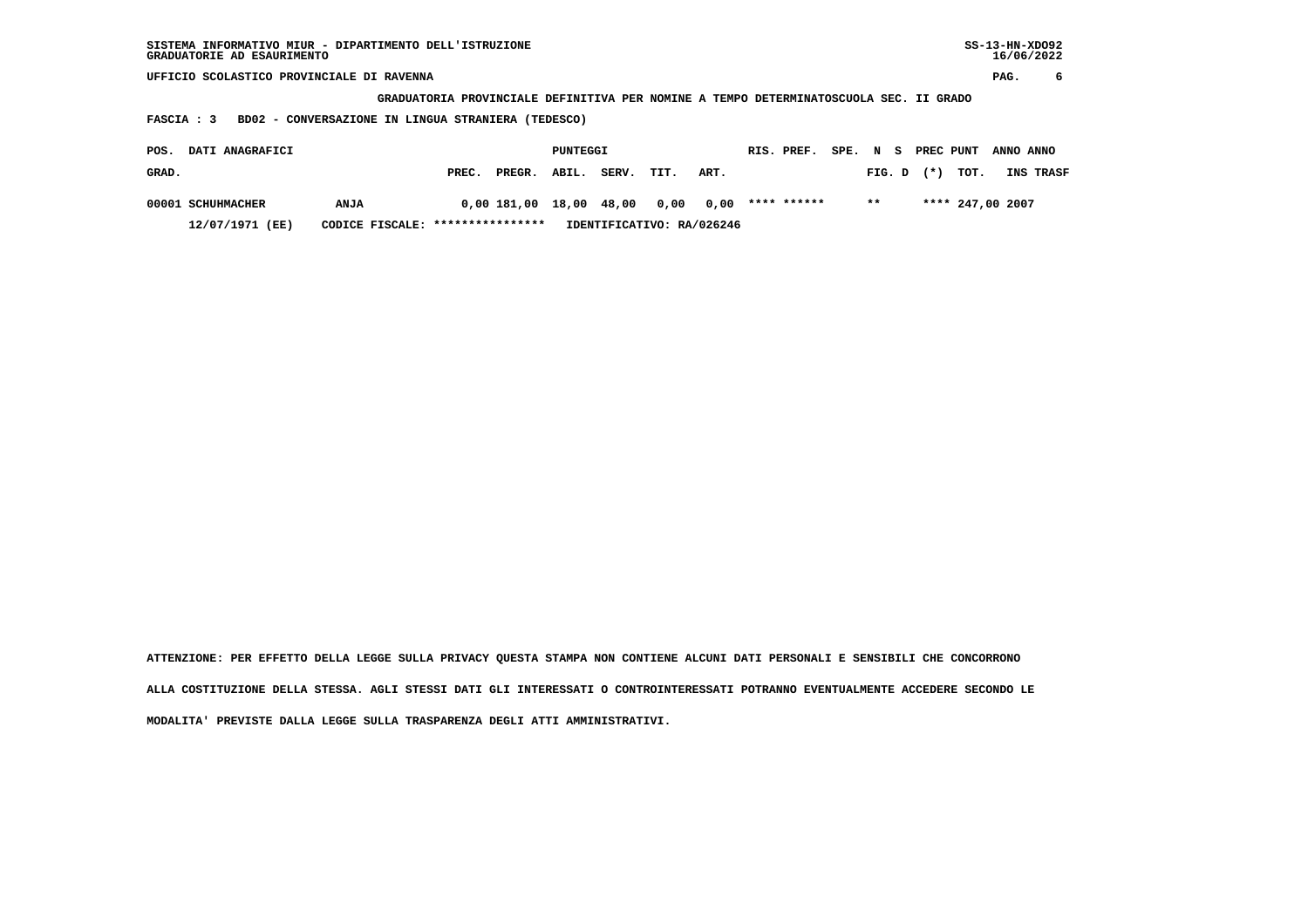**SISTEMA INFORMATIVO MIUR - DIPARTIMENTO DELL'ISTRUZIONE**
**GRADUATORIE AD ESAURIMENTO**

SS-13-HN-XDO92
16/06/2022

**UFFICIO SCOLASTICO PROVINCIALE DI RAVENNA**

**GRADUATORIA PROVINCIALE DEFINITIVA PER NOMINE A TEMPO DETERMINATOSCUOLA SEC. II GRADO**

**FASCIA : 3 BD02 - CONVERSAZIONE IN LINGUA STRANIERA (TEDESCO)**

| POS. GRAD. | DATI ANAGRAFICI | | PUNTEGGI PREC. | PREGR. | ABIL. | SERV. | TIT. | ART. | RIS. | PREF. | SPE. | N FIG. | S D | PREC (*) | PUNT TOT. | ANNO INS | ANNO TRASF |
|---|---|---|---|---|---|---|---|---|---|---|---|---|---|---|---|---|---|
| 00001 | SCHUHMACHER | ANJA | 0,00 | 181,00 | 18,00 | 48,00 | 0,00 | 0,00 | **** | ****** | | ** | | **** | 247,00 | 2007 | |
| | 12/07/1971 (EE) | CODICE FISCALE: **************** | IDENTIFICATIVO: RA/026246 | | | | | | | | | | | | | | |

**ATTENZIONE: PER EFFETTO DELLA LEGGE SULLA PRIVACY QUESTA STAMPA NON CONTIENE ALCUNI DATI PERSONALI E SENSIBILI CHE CONCORRONO ALLA COSTITUZIONE DELLA STESSA. AGLI STESSI DATI GLI INTERESSATI O CONTROINTERESSATI POTRANNO EVENTUALMENTE ACCEDERE SECONDO LE MODALITA' PREVISTE DALLA LEGGE SULLA TRASPARENZA DEGLI ATTI AMMINISTRATIVI.**